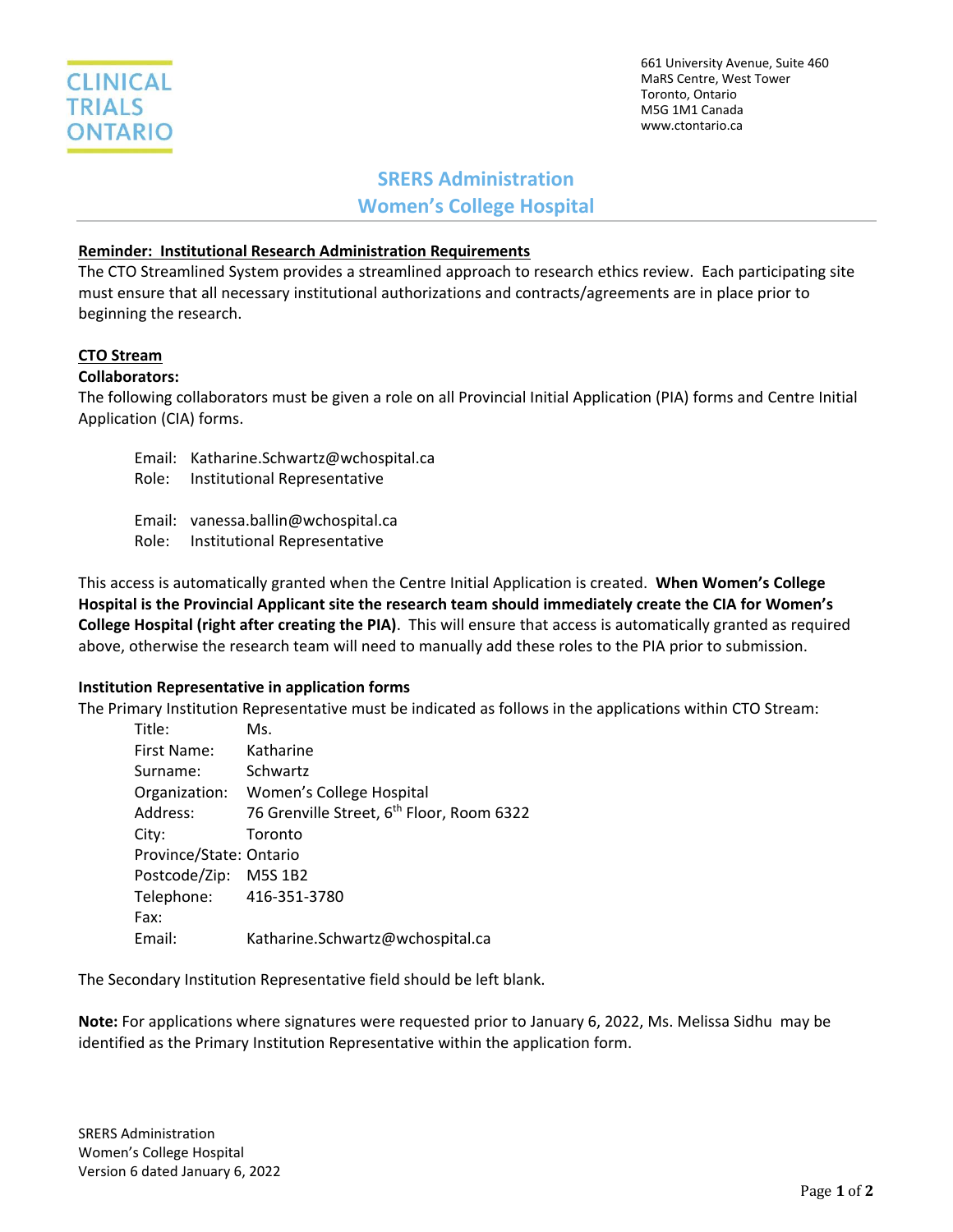CLINICAL TRIALS ONTARIO

661 University Avenue, Suite 460
MaRS Centre, West Tower
Toronto, Ontario
M5G 1M1 Canada
www.ctontario.ca

# SRERS Administration
# Women's College Hospital

**Reminder: Institutional Research Administration Requirements**

The CTO Streamlined System provides a streamlined approach to research ethics review. Each participating site must ensure that all necessary institutional authorizations and contracts/agreements are in place prior to beginning the research.

**CTO Stream**

**Collaborators:**

The following collaborators must be given a role on all Provincial Initial Application (PIA) forms and Centre Initial Application (CIA) forms.

Email: Katharine.Schwartz@wchospital.ca
Role: Institutional Representative

Email: vanessa.ballin@wchospital.ca
Role: Institutional Representative

This access is automatically granted when the Centre Initial Application is created. **When Women's College Hospital is the Provincial Applicant site the research team should immediately create the CIA for Women's College Hospital (right after creating the PIA)**. This will ensure that access is automatically granted as required above, otherwise the research team will need to manually add these roles to the PIA prior to submission.

**Institution Representative in application forms**

The Primary Institution Representative must be indicated as follows in the applications within CTO Stream:

Title: Ms.
First Name: Katharine
Surname: Schwartz
Organization: Women's College Hospital
Address: 76 Grenville Street, 6th Floor, Room 6322
City: Toronto
Province/State: Ontario
Postcode/Zip: M5S 1B2
Telephone: 416-351-3780
Fax:
Email: Katharine.Schwartz@wchospital.ca

The Secondary Institution Representative field should be left blank.

**Note:** For applications where signatures were requested prior to January 6, 2022, Ms. Melissa Sidhu may be identified as the Primary Institution Representative within the application form.

SRERS Administration
Women's College Hospital
Version 6 dated January 6, 2022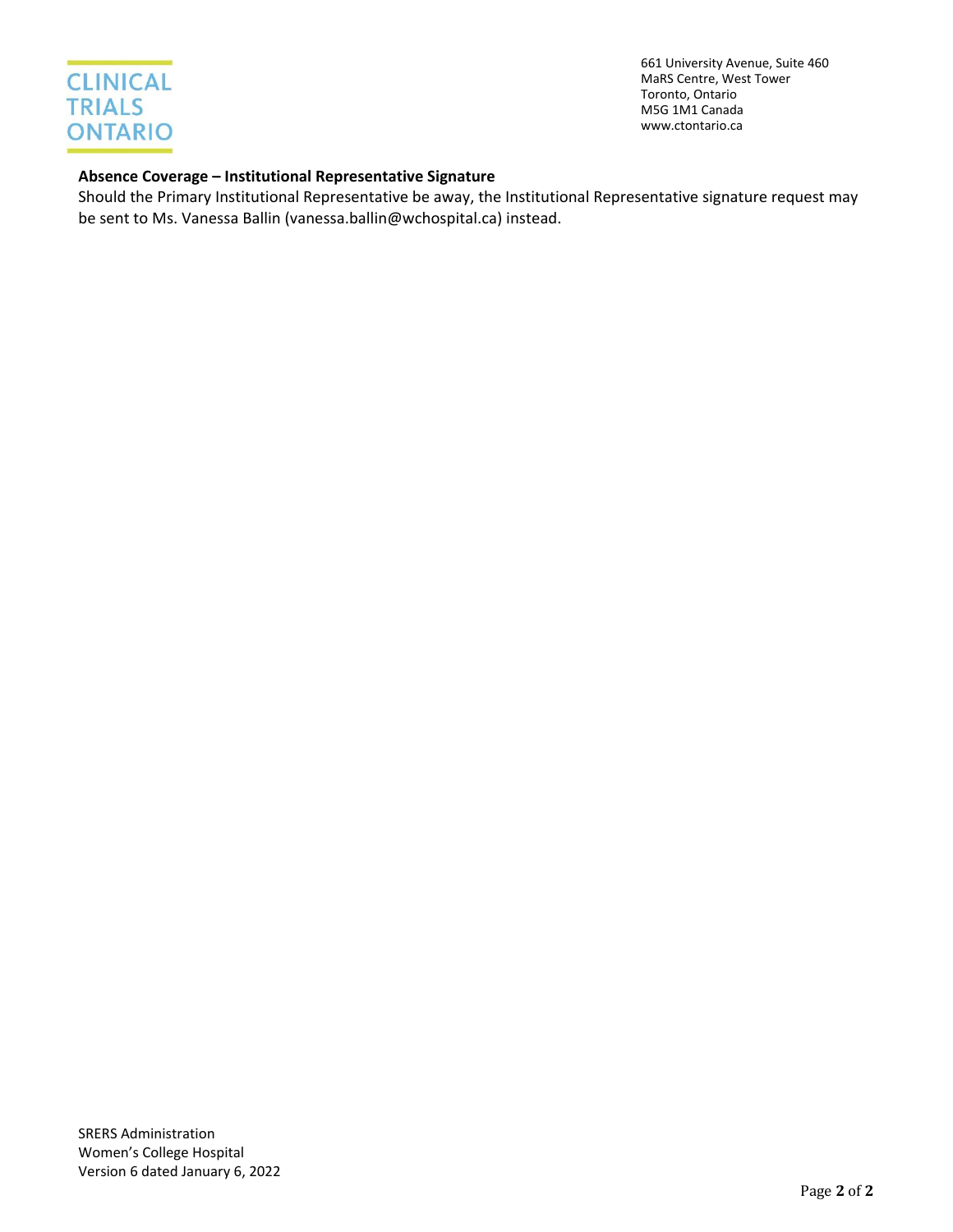**Absence Coverage – Institutional Representative Signature**

Should the Primary Institutional Representative be away, the Institutional Representative signature request may be sent to Ms. Vanessa Ballin (vanessa.ballin@wchospital.ca) instead.